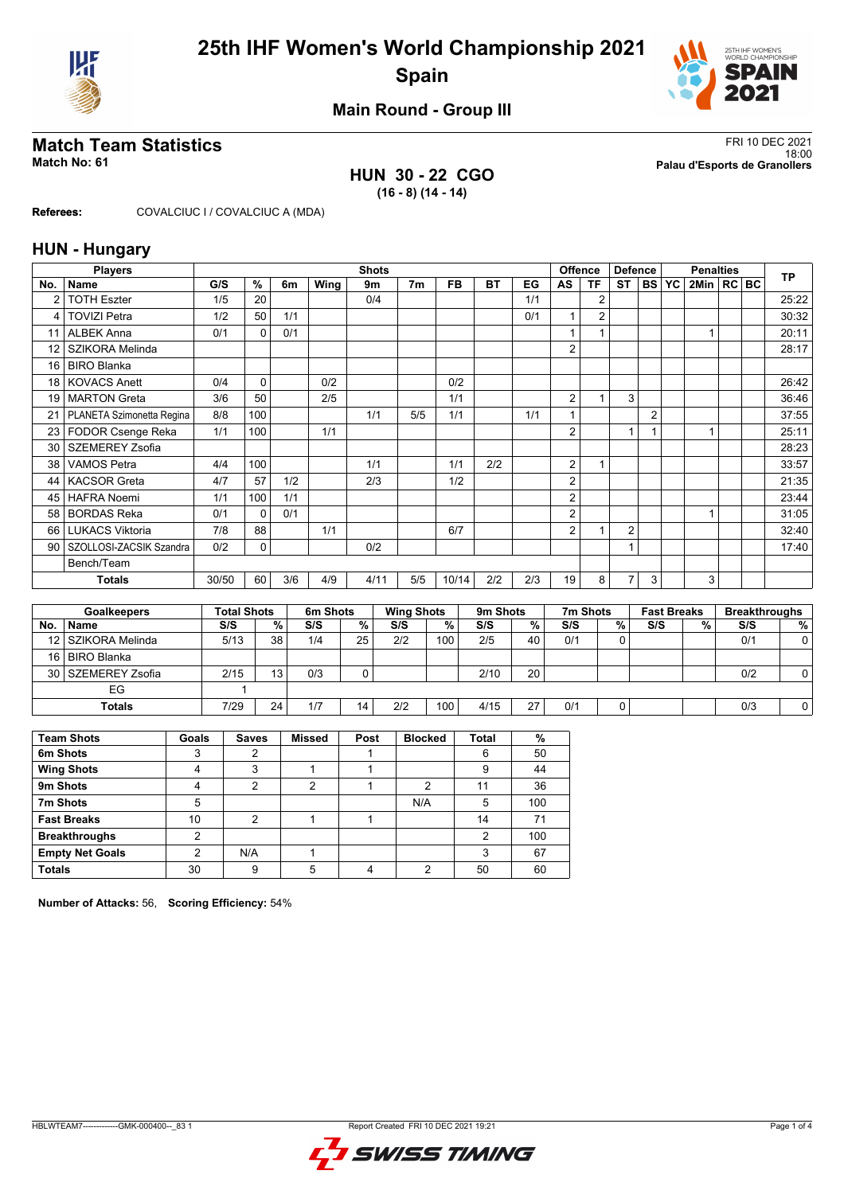# 25th IHF Women's World Championship 2021

## Spain

### Main Round - Group III

## Match Team Statistics

**Match No: 61**

FRI 10 DEC 2021
18:00
**Palau d'Esports de Granollers**

### HUN 30 - 22 CGO
**(16 - 8) (14 - 14)**

**Referees:** COVALCIUC I / COVALCIUC A (MDA)

## HUN - Hungary

| Players | | Shots | | | | | | | | | Offence | | Defence | | | Penalties | | | TP |
|---|---|---|---|---|---|---|---|---|---|---|---|---|---|---|---|---|---|---|---|
| No. | Name | G/S | % | 6m | Wing | 9m | 7m | FB | BT | EG | AS | TF | ST | BS | YC | 2Min | RC | BC | |
| 2 | TOTH Eszter | 1/5 | 20 | | | 0/4 | | | | 1/1 | | 2 | | | | | | | 25:22 |
| 4 | TOVIZI Petra | 1/2 | 50 | 1/1 | | | | | | 0/1 | 1 | 2 | | | | | | | 30:32 |
| 11 | ALBEK Anna | 0/1 | 0 | 0/1 | | | | | | | 1 | 1 | | | | 1 | | | 20:11 |
| 12 | SZIKORA Melinda | | | | | | | | | | 2 | | | | | | | | 28:17 |
| 16 | BIRO Blanka | | | | | | | | | | | | | | | | | | |
| 18 | KOVACS Anett | 0/4 | 0 | | 0/2 | | | 0/2 | | | | | | | | | | | 26:42 |
| 19 | MARTON Greta | 3/6 | 50 | | 2/5 | | | 1/1 | | | 2 | 1 | 3 | | | | | | 36:46 |
| 21 | PLANETA Szimonetta Regina | 8/8 | 100 | | | 1/1 | 5/5 | 1/1 | | 1/1 | 1 | | | 2 | | | | | 37:55 |
| 23 | FODOR Csenge Reka | 1/1 | 100 | | 1/1 | | | | | | 2 | | 1 | 1 | | 1 | | | 25:11 |
| 30 | SZEMEREY Zsofia | | | | | | | | | | | | | | | | | | 28:23 |
| 38 | VAMOS Petra | 4/4 | 100 | | | 1/1 | | 1/1 | 2/2 | | 2 | 1 | | | | | | | 33:57 |
| 44 | KACSOR Greta | 4/7 | 57 | 1/2 | | 2/3 | | 1/2 | | | 2 | | | | | | | | 21:35 |
| 45 | HAFRA Noemi | 1/1 | 100 | 1/1 | | | | | | | 2 | | | | | | | | 23:44 |
| 58 | BORDAS Reka | 0/1 | 0 | 0/1 | | | | | | | 2 | | | | | 1 | | | 31:05 |
| 66 | LUKACS Viktoria | 7/8 | 88 | | 1/1 | | | 6/7 | | | 2 | 1 | 2 | | | | | | 32:40 |
| 90 | SZOLLOSI-ZACSIK Szandra | 0/2 | 0 | | | 0/2 | | | | | | | 1 | | | | | | 17:40 |
| | Bench/Team | | | | | | | | | | | | | | | | | | |
| | **Totals** | 30/50 | 60 | 3/6 | 4/9 | 4/11 | 5/5 | 10/14 | 2/2 | 2/3 | 19 | 8 | 7 | 3 | | 3 | | | |

| Goalkeepers | | Total Shots | | 6m Shots | | Wing Shots | | 9m Shots | | 7m Shots | | Fast Breaks | | Breakthroughs | |
|---|---|---|---|---|---|---|---|---|---|---|---|---|---|---|---|
| No. | Name | S/S | % | S/S | % | S/S | % | S/S | % | S/S | % | S/S | % | S/S | % |
| 12 | SZIKORA Melinda | 5/13 | 38 | 1/4 | 25 | 2/2 | 100 | 2/5 | 40 | 0/1 | 0 | | | 0/1 | 0 |
| 16 | BIRO Blanka | | | | | | | | | | | | | | |
| 30 | SZEMEREY Zsofia | 2/15 | 13 | 0/3 | 0 | | | 2/10 | 20 | | | | | 0/2 | 0 |
| | EG | 1 | | | | | | | | | | | | | |
| | **Totals** | 7/29 | 24 | 1/7 | 14 | 2/2 | 100 | 4/15 | 27 | 0/1 | 0 | | | 0/3 | 0 |

| Team Shots | Goals | Saves | Missed | Post | Blocked | Total | % |
|---|---|---|---|---|---|---|---|
| 6m Shots | 3 | 2 | | 1 | | 6 | 50 |
| Wing Shots | 4 | 3 | 1 | 1 | | 9 | 44 |
| 9m Shots | 4 | 2 | 2 | 1 | 2 | 11 | 36 |
| 7m Shots | 5 | | | | N/A | 5 | 100 |
| Fast Breaks | 10 | 2 | 1 | 1 | | 14 | 71 |
| Breakthroughs | 2 | | | | | 2 | 100 |
| Empty Net Goals | 2 | N/A | 1 | | | 3 | 67 |
| **Totals** | 30 | 9 | 5 | 4 | 2 | 50 | 60 |

**Number of Attacks:** 56, **Scoring Efficiency:** 54%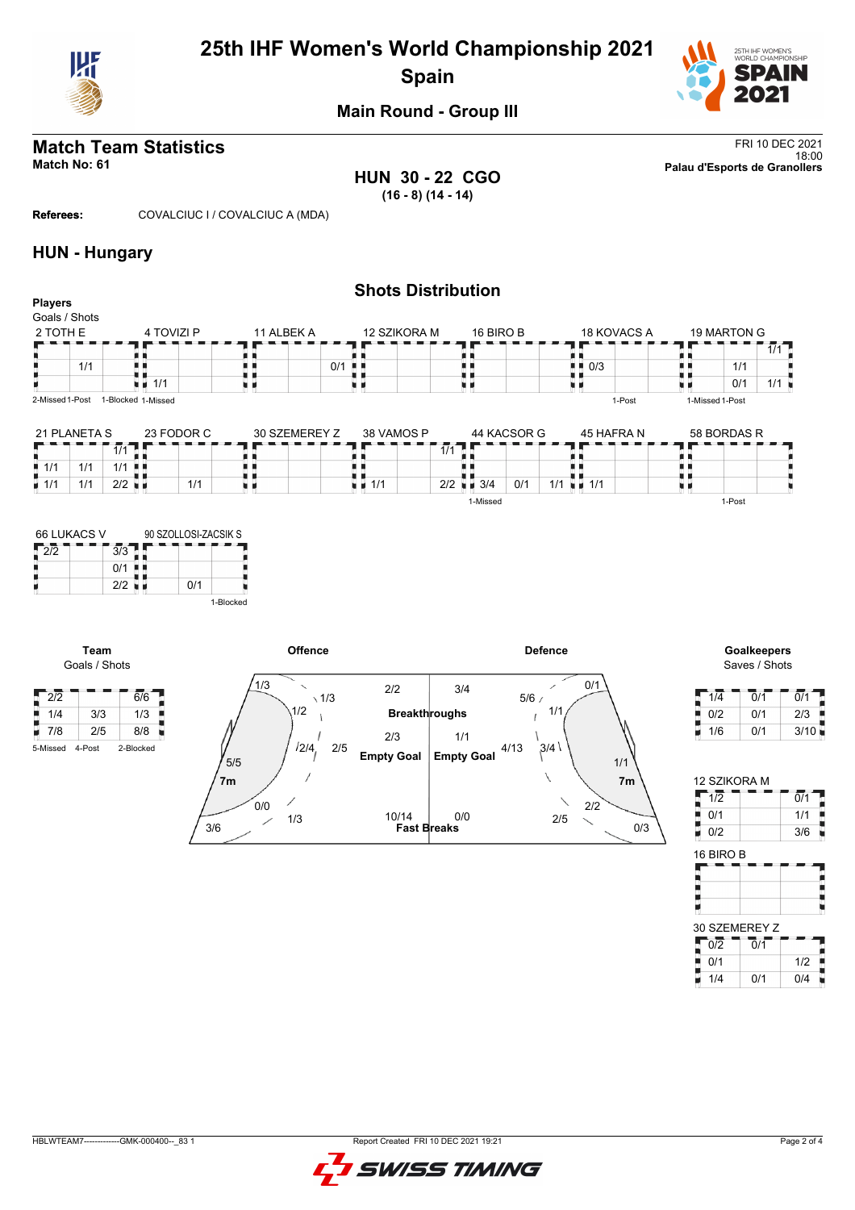# 25th IHF Women's World Championship 2021
## Spain

### Main Round - Group III

## Match Team Statistics

**Match No: 61**

FRI 10 DEC 2021
18:00
**Palau d'Esports de Granollers**

**HUN 30 - 22 CGO**
**(16 - 8) (14 - 14)**

**Referees:** COVALCIUC I / COVALCIUC A (MDA)

## HUN - Hungary

### Shots Distribution

**Players**
Goals / Shots

**2 TOTH E**

| | | |
|---|---|---|
| | | |
| | 1/1 | |
| | | |

2-Missed 1-Post 1-Blocked

**4 TOVIZI P**

| | | |
|---|---|---|
| | | |
| | | |
| 1/1 | | |

1-Missed

**11 ALBEK A**

| | | |
|---|---|---|
| | | |
| | | 0/1 |
| | | |

**12 SZIKORA M**

| | | |
|---|---|---|
| | | |
| | | |
| | | |

**16 BIRO B**

| | | |
|---|---|---|
| | | |
| | | |
| | | |

**18 KOVACS A**

| | | |
|---|---|---|
| | | |
| 0/3 | | |
| | | |

1-Post

**19 MARTON G**

| | | |
|---|---|---|
| | | 1/1 |
| | 1/1 | |
| | 0/1 | 1/1 |

1-Missed 1-Post

**21 PLANETA S**

| | | |
|---|---|---|
| | | 1/1 |
| 1/1 | 1/1 | 1/1 |
| 1/1 | 1/1 | 2/2 |

**23 FODOR C**

| | | |
|---|---|---|
| | | |
| | | |
| | 1/1 | |

**30 SZEMEREY Z**

| | | |
|---|---|---|
| | | |
| | | |
| | | |

**38 VAMOS P**

| | | |
|---|---|---|
| | | 1/1 |
| | | |
| 1/1 | | 2/2 |

**44 KACSOR G**

| | | |
|---|---|---|
| | | |
| | | |
| 3/4 | 0/1 | 1/1 |

1-Missed

**45 HAFRA N**

| | | |
|---|---|---|
| | | |
| | | |
| 1/1 | | |

**58 BORDAS R**

| | | |
|---|---|---|
| | | |
| | | |
| | | |

1-Post

**66 LUKACS V**

| | | |
|---|---|---|
| 2/2 | | 3/3 |
| | | 0/1 |
| | | 2/2 |

**90 SZOLLOSI-ZACSIK S**

| | | |
|---|---|---|
| | | |
| | | |
| | 0/1 | |

1-Blocked

**Team**
Goals / Shots

| | | |
|---|---|---|
| 2/2 | | 6/6 |
| 1/4 | 3/3 | 1/3 |
| 7/8 | 2/5 | 8/8 |

5-Missed 4-Post 2-Blocked

**Offence**

| Zone | Goals / Shots |
|---|---|
| Left wing (top) | 1/3 |
| Left back | 1/3 |
| Left 9m | 1/2 |
| Centre 9m | 2/4 |
| Centre back | 2/5 |
| Left 6m | 5/5 |
| 7m | 0/0 |
| Right 9m area | 1/3 |
| Left corner | 3/6 |
| Breakthroughs | 2/2 |
| Empty Goal | 2/3 |
| Fast Breaks | 10/14 |

**Defence**

| Zone | Goals / Shots |
|---|---|
| Breakthroughs | 3/4 |
| Empty Goal | 1/1 |
| Fast Breaks | 0/0 |
| 5/6 | |
| Right wing (top) | 0/1 |
| Right 9m | 1/1 |
| Centre back | 4/13 |
| Centre 9m | 3/4 |
| Right 6m | 1/1 |
| 7m | 2/2 |
| Left 9m area | 2/5 |
| Right corner | 0/3 |

**Goalkeepers**
Saves / Shots

| | | |
|---|---|---|
| 1/4 | 0/1 | 0/1 |
| 0/2 | 0/1 | 2/3 |
| 1/6 | 0/1 | 3/10 |

**12 SZIKORA M**

| | | |
|---|---|---|
| 1/2 | | 0/1 |
| 0/1 | | 1/1 |
| 0/2 | | 3/6 |

**16 BIRO B**

| | | |
|---|---|---|
| | | |
| | | |
| | | |

**30 SZEMEREY Z**

| | | |
|---|---|---|
| 0/2 | 0/1 | |
| 0/1 | | 1/2 |
| 1/4 | 0/1 | 0/4 |

HBLWTEAM7--------------GMK-000400--_83 1 Report Created FRI 10 DEC 2021 19:21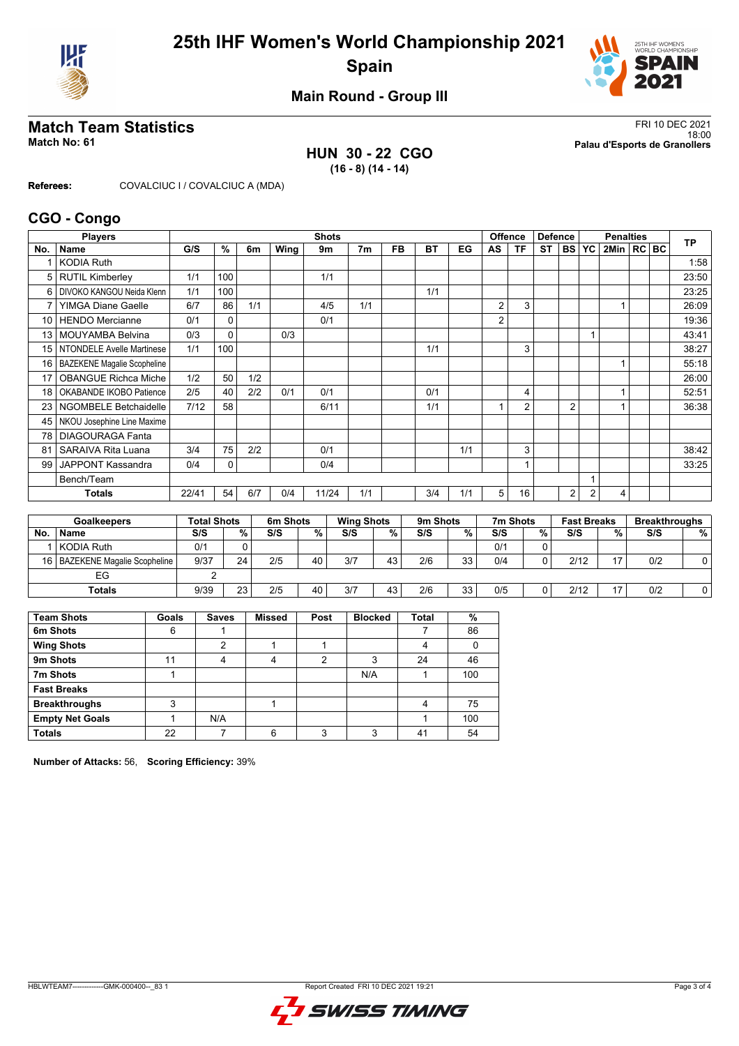# 25th IHF Women's World Championship 2021

# Spain

## Main Round - Group III

## Match Team Statistics

**Match No: 61**

FRI 10 DEC 2021
18:00
**Palau d'Esports de Granollers**

**HUN 30 - 22 CGO**
**(16 - 8) (14 - 14)**

**Referees:** COVALCIUC I / COVALCIUC A (MDA)

## CGO - Congo

| No. | Name | G/S | % | 6m | Wing | 9m | 7m | FB | BT | EG | AS | TF | ST | BS | YC | 2Min | RC | BC | TP |
|---|---|---|---|---|---|---|---|---|---|---|---|---|---|---|---|---|---|---|---|
| 1 | KODIA Ruth | | | | | | | | | | | | | | | | | | 1:58 |
| 5 | RUTIL Kimberley | 1/1 | 100 | | | 1/1 | | | | | | | | | | | | | 23:50 |
| 6 | DIVOKO KANGOU Neida Klenn | 1/1 | 100 | | | | | | 1/1 | | | | | | | | | | 23:25 |
| 7 | YIMGA Diane Gaelle | 6/7 | 86 | 1/1 | | 4/5 | 1/1 | | | | 2 | 3 | | | | 1 | | | 26:09 |
| 10 | HENDO Mercianne | 0/1 | 0 | | | 0/1 | | | | | 2 | | | | | | | | 19:36 |
| 13 | MOUYAMBA Belvina | 0/3 | 0 | | 0/3 | | | | | | | | | | 1 | | | | 43:41 |
| 15 | NTONDELE Avelle Martinese | 1/1 | 100 | | | | | | 1/1 | | | 3 | | | | | | | 38:27 |
| 16 | BAZEKENE Magalie Scopheline | | | | | | | | | | | | | | | 1 | | | 55:18 |
| 17 | OBANGUE Richca Miche | 1/2 | 50 | 1/2 | | | | | | | | | | | | | | | 26:00 |
| 18 | OKABANDE IKOBO Patience | 2/5 | 40 | 2/2 | 0/1 | 0/1 | | | 0/1 | | | 4 | | | | 1 | | | 52:51 |
| 23 | NGOMBELE Betchaidelle | 7/12 | 58 | | | 6/11 | | | 1/1 | | 1 | 2 | | 2 | | 1 | | | 36:38 |
| 45 | NKOU Josephine Line Maxime | | | | | | | | | | | | | | | | | | |
| 78 | DIAGOURAGA Fanta | | | | | | | | | | | | | | | | | | |
| 81 | SARAIVA Rita Luana | 3/4 | 75 | 2/2 | | 0/1 | | | | 1/1 | | 3 | | | | | | | 38:42 |
| 99 | JAPPONT Kassandra | 0/4 | 0 | | | 0/4 | | | | | | 1 | | | | | | | 33:25 |
| | Bench/Team | | | | | | | | | | | | | | 1 | | | | |
| | **Totals** | 22/41 | 54 | 6/7 | 0/4 | 11/24 | 1/1 | | 3/4 | 1/1 | 5 | 16 | | 2 | 2 | 4 | | | |

| No. | Name | Total Shots S/S | % | 6m Shots S/S | % | Wing Shots S/S | % | 9m Shots S/S | % | 7m Shots S/S | % | Fast Breaks S/S | % | Breakthroughs S/S | % |
|---|---|---|---|---|---|---|---|---|---|---|---|---|---|---|---|
| 1 | KODIA Ruth | 0/1 | 0 | | | | | | | 0/1 | 0 | | | | |
| 16 | BAZEKENE Magalie Scopheline | 9/37 | 24 | 2/5 | 40 | 3/7 | 43 | 2/6 | 33 | 0/4 | 0 | 2/12 | 17 | 0/2 | 0 |
| | EG | 2 | | | | | | | | | | | | | |
| | **Totals** | 9/39 | 23 | 2/5 | 40 | 3/7 | 43 | 2/6 | 33 | 0/5 | 0 | 2/12 | 17 | 0/2 | 0 |

| Team Shots | Goals | Saves | Missed | Post | Blocked | Total | % |
|---|---|---|---|---|---|---|---|
| 6m Shots | 6 | 1 | | | | 7 | 86 |
| Wing Shots | | 2 | 1 | 1 | | 4 | 0 |
| 9m Shots | 11 | 4 | 4 | 2 | 3 | 24 | 46 |
| 7m Shots | 1 | | | | N/A | 1 | 100 |
| Fast Breaks | | | | | | | |
| Breakthroughs | 3 | | 1 | | | 4 | 75 |
| Empty Net Goals | 1 | N/A | | | | 1 | 100 |
| **Totals** | 22 | 7 | 6 | 3 | 3 | 41 | 54 |

**Number of Attacks:** 56, **Scoring Efficiency:** 39%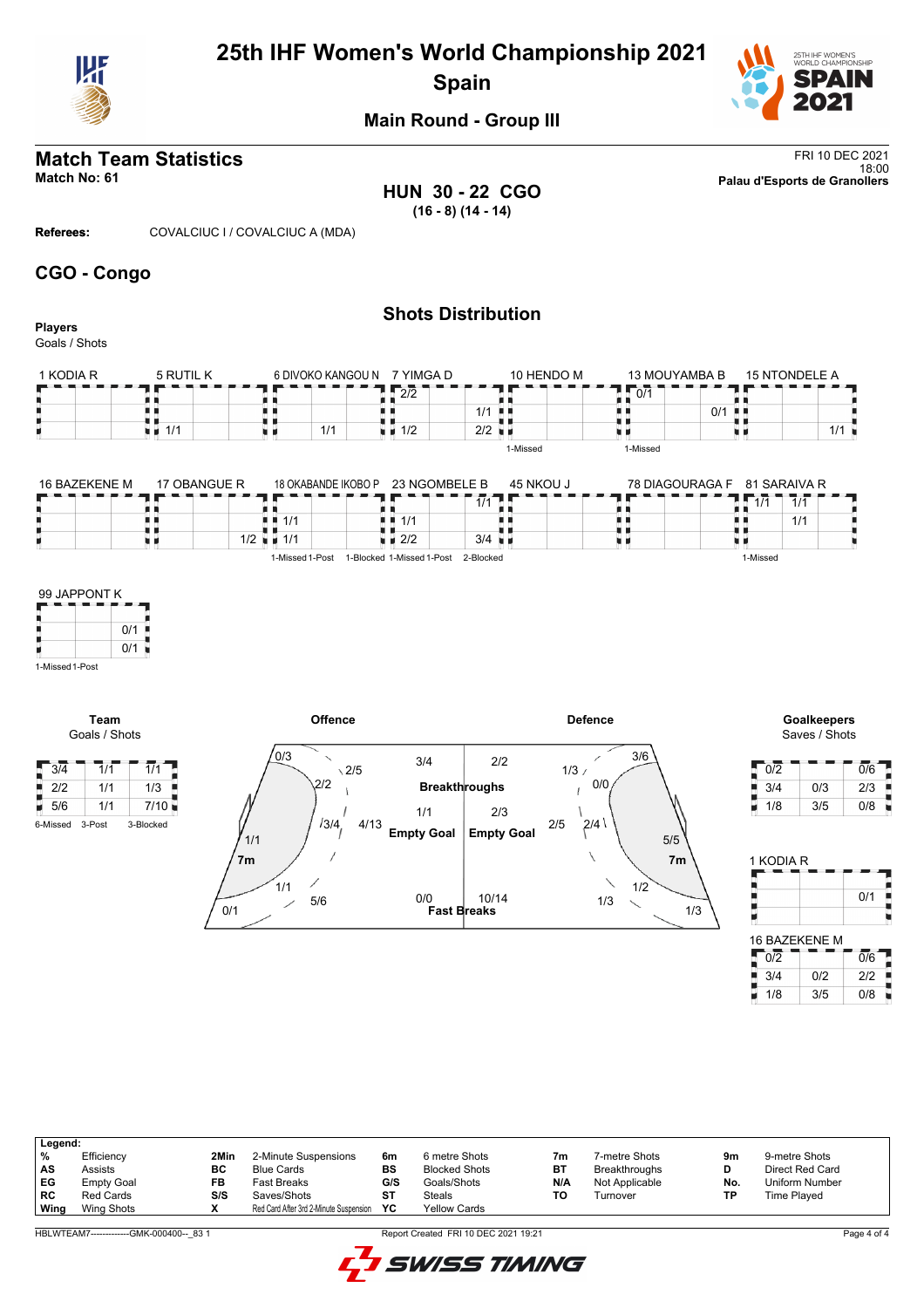# 25th IHF Women's World Championship 2021
## Spain
### Main Round - Group III

## Match Team Statistics

**Match No: 61**

FRI 10 DEC 2021
18:00
**Palau d'Esports de Granollers**

**HUN 30 - 22 CGO**
**(16 - 8) (14 - 14)**

**Referees:** COVALCIUC I / COVALCIUC A (MDA)

## CGO - Congo

### Shots Distribution

**Players**
Goals / Shots

1 KODIA R

5 RUTIL K

| | | |
|---|---|---|
| | | |
| | | |
| 1/1 | | |

6 DIVOKO KANGOU N

| | | |
|---|---|---|
| | | |
| | | |
| | 1/1 | |

7 YIMGA D

| | | |
|---|---|---|
| 2/2 | | |
| | | 1/1 |
| 1/2 | | 2/2 |

10 HENDO M

1-Missed

13 MOUYAMBA B

| | | |
|---|---|---|
| 0/1 | | |
| | | 0/1 |
| | | |

1-Missed

15 NTONDELE A

| | | |
|---|---|---|
| | | |
| | | |
| | | 1/1 |

16 BAZEKENE M

17 OBANGUE R

| | | |
|---|---|---|
| | | |
| | | |
| | | 1/2 |

18 OKABANDE IKOBO P

| | | |
|---|---|---|
| | | |
| 1/1 | | |
| 1/1 | | |

1-Missed 1-Post

23 NGOMBELE B

| | | |
|---|---|---|
| | | 1/1 |
| 1/1 | | |
| 2/2 | | 3/4 |

1-Blocked 1-Missed 1-Post 2-Blocked

45 NKOU J

78 DIAGOURAGA F

81 SARAIVA R

| | | |
|---|---|---|
| 1/1 | 1/1 | |
| | 1/1 | |
| | | |

1-Missed

99 JAPPONT K

| | | |
|---|---|---|
| | | |
| | 0/1 | |
| | 0/1 | |

1-Missed 1-Post

**Team**
Goals / Shots

| | | |
|---|---|---|
| 3/4 | 1/1 | 1/1 |
| 2/2 | 1/1 | 1/3 |
| 5/6 | 1/1 | 7/10 |

6-Missed 3-Post 3-Blocked

**Offence**

0/3
2/5
2/2
3/4
4/13
1/1
7m
1/1
5/6
0/1

| | |
|---|---|
| 3/4 | 2/2 |
| **Breakthroughs** | |
| 1/1 | 2/3 |
| **Empty Goal** | **Empty Goal** |
| 0/0 | 10/14 |
| **Fast Breaks** | |

**Defence**

3/6
1/3
0/0
2/5
2/4
5/5
7m
1/2
1/3
1/3

**Goalkeepers**
Saves / Shots

| | | |
|---|---|---|
| 0/2 | | 0/6 |
| 3/4 | 0/3 | 2/3 |
| 1/8 | 3/5 | 0/8 |

1 KODIA R

| | | |
|---|---|---|
| | | |
| | | 0/1 |
| | | |

16 BAZEKENE M

| | | |
|---|---|---|
| 0/2 | | 0/6 |
| 3/4 | 0/2 | 2/2 |
| 1/8 | 3/5 | 0/8 |

| Legend: | | | | | | | | | |
|---|---|---|---|---|---|---|---|---|---|
| % | Efficiency | 2Min | 2-Minute Suspensions | 6m | 6 metre Shots | 7m | 7-metre Shots | 9m | 9-metre Shots |
| AS | Assists | BC | Blue Cards | BS | Blocked Shots | BT | Breakthroughs | D | Direct Red Card |
| EG | Empty Goal | FB | Fast Breaks | G/S | Goals/Shots | N/A | Not Applicable | No. | Uniform Number |
| RC | Red Cards | S/S | Saves/Shots | ST | Steals | TO | Turnover | TP | Time Played |
| Wing | Wing Shots | X | Red Card After 3rd 2-Minute Suspension | YC | Yellow Cards | | | | |

HBLWTEAM7--------------GMK-000400--_83 1 Report Created FRI 10 DEC 2021 19:21